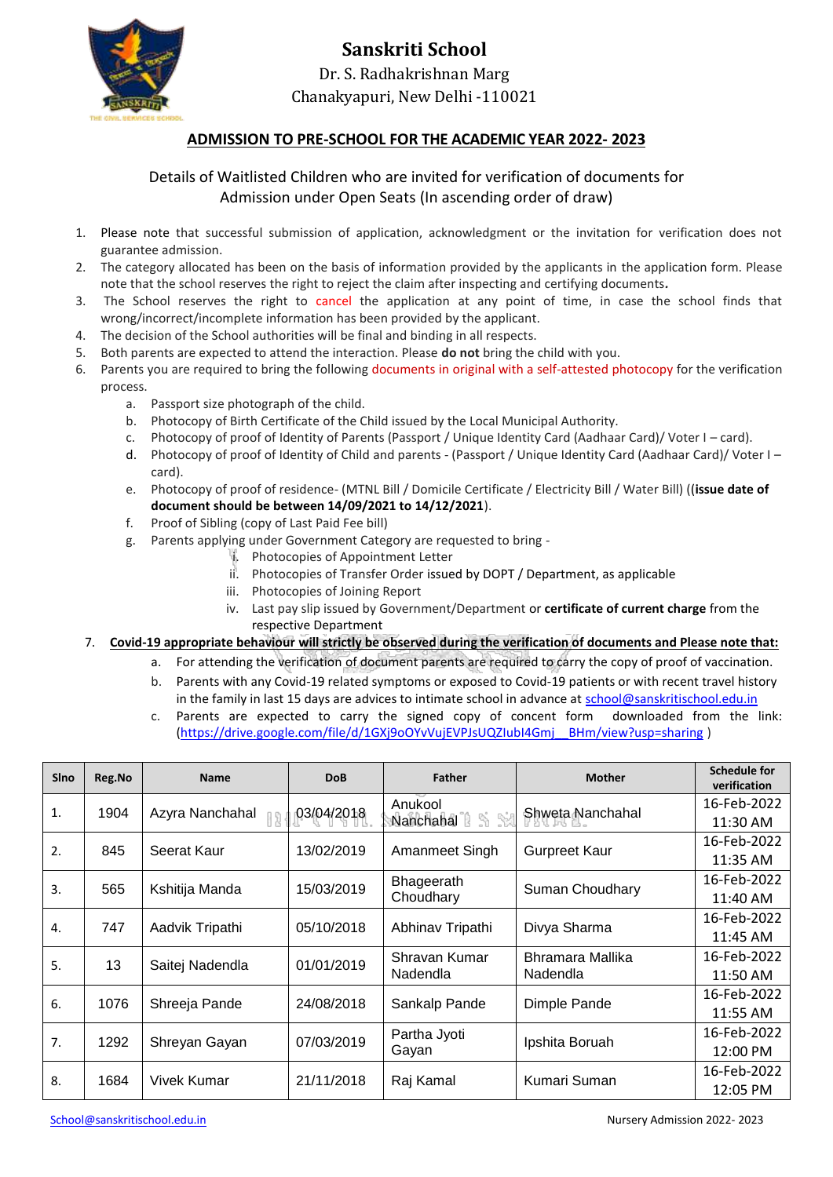# Sanskriti School

Dr. S. Radhakrishnan Marg

Chanakyapuri, New Delhi -110021

## ADMISSION TO PRE-SCHOOL FOR THE ACADEMIC YEAR 2022- 2023

Details of Waitlisted Children who are invited for verification of documents for Admission under Open Seats (In ascending order of draw)

1. Please note that successful submission of application, acknowledgment or the invitation for verification does not guarantee admission.
2. The category allocated has been on the basis of information provided by the applicants in the application form. Please note that the school reserves the right to reject the claim after inspecting and certifying documents.
3. The School reserves the right to cancel the application at any point of time, in case the school finds that wrong/incorrect/incomplete information has been provided by the applicant.
4. The decision of the School authorities will be final and binding in all respects.
5. Both parents are expected to attend the interaction. Please **do not** bring the child with you.
6. Parents you are required to bring the following documents in original with a self-attested photocopy for the verification process.
    a. Passport size photograph of the child.
    b. Photocopy of Birth Certificate of the Child issued by the Local Municipal Authority.
    c. Photocopy of proof of Identity of Parents (Passport / Unique Identity Card (Aadhaar Card)/ Voter I – card).
    d. Photocopy of proof of Identity of Child and parents - (Passport / Unique Identity Card (Aadhaar Card)/ Voter I – card).
    e. Photocopy of proof of residence- (MTNL Bill / Domicile Certificate / Electricity Bill / Water Bill) ((**issue date of document should be between 14/09/2021 to 14/12/2021**).
    f. Proof of Sibling (copy of Last Paid Fee bill)
    g. Parents applying under Government Category are requested to bring -
        i. Photocopies of Appointment Letter
        ii. Photocopies of Transfer Order issued by DOPT / Department, as applicable
        iii. Photocopies of Joining Report
        iv. Last pay slip issued by Government/Department or **certificate of current charge** from the respective Department
7. **Covid-19 appropriate behaviour will strictly be observed during the verification of documents and Please note that:**
    a. For attending the verification of document parents are required to carry the copy of proof of vaccination.
    b. Parents with any Covid-19 related symptoms or exposed to Covid-19 patients or with recent travel history in the family in last 15 days are advices to intimate school in advance at school@sanskritischool.edu.in
    c. Parents are expected to carry the signed copy of concent form downloaded from the link: (https://drive.google.com/file/d/1GXj9oOYvVujEVPJsUQZIubI4Gmj__BHm/view?usp=sharing )

| Slno | Reg.No | Name | DoB | Father | Mother | Schedule for verification |
|---|---|---|---|---|---|---|
| 1. | 1904 | Azyra Nanchahal | 03/04/2018 | Anukool Nanchahal | Shweta Nanchahal | 16-Feb-2022 11:30 AM |
| 2. | 845 | Seerat Kaur | 13/02/2019 | Amanmeet Singh | Gurpreet Kaur | 16-Feb-2022 11:35 AM |
| 3. | 565 | Kshitija Manda | 15/03/2019 | Bhageerath Choudhary | Suman Choudhary | 16-Feb-2022 11:40 AM |
| 4. | 747 | Aadvik Tripathi | 05/10/2018 | Abhinav Tripathi | Divya Sharma | 16-Feb-2022 11:45 AM |
| 5. | 13 | Saitej Nadendla | 01/01/2019 | Shravan Kumar Nadendla | Bhramara Mallika Nadendla | 16-Feb-2022 11:50 AM |
| 6. | 1076 | Shreeja Pande | 24/08/2018 | Sankalp Pande | Dimple Pande | 16-Feb-2022 11:55 AM |
| 7. | 1292 | Shreyan Gayan | 07/03/2019 | Partha Jyoti Gayan | Ipshita Boruah | 16-Feb-2022 12:00 PM |
| 8. | 1684 | Vivek Kumar | 21/11/2018 | Raj Kamal | Kumari Suman | 16-Feb-2022 12:05 PM |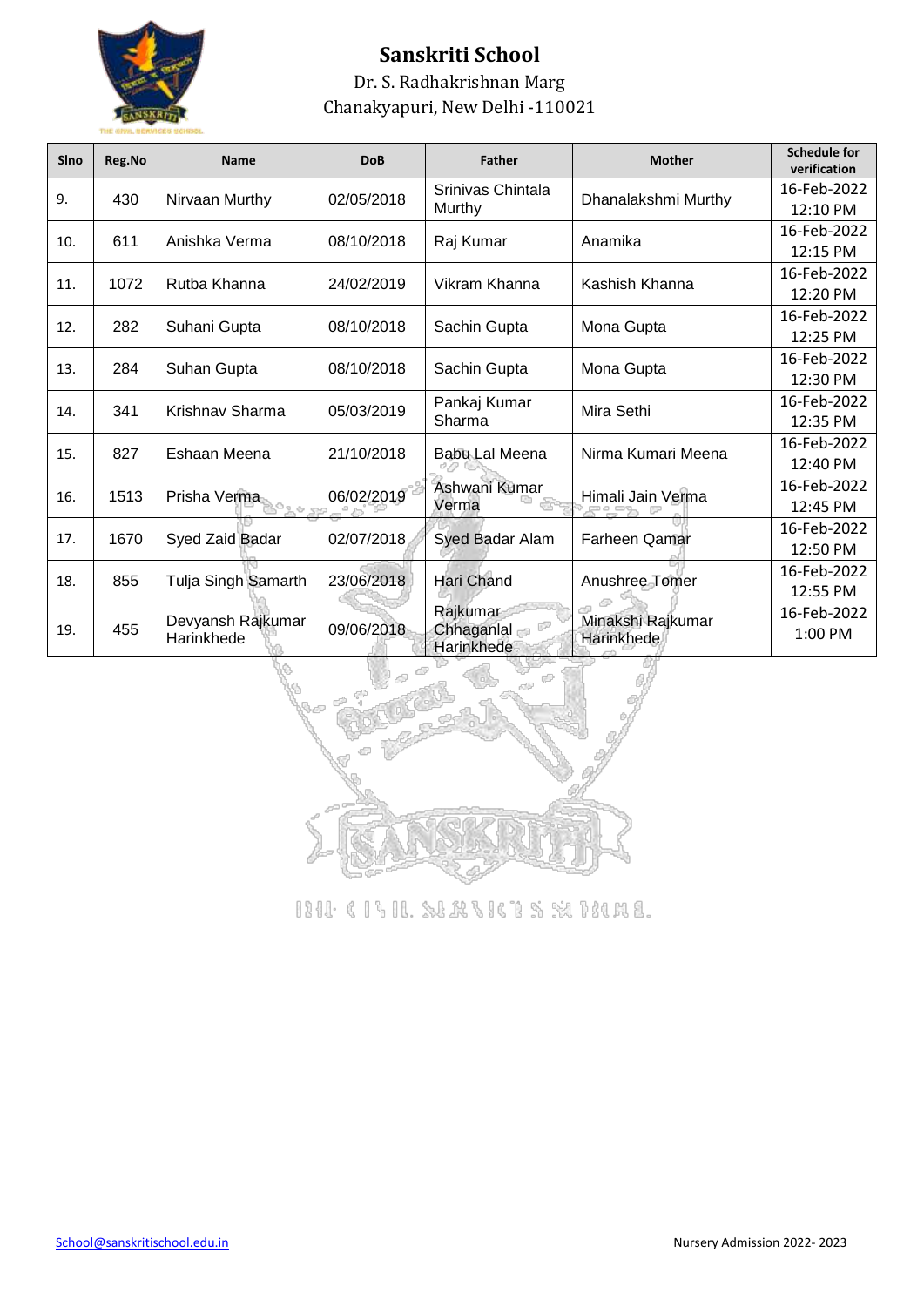# Sanskriti School

Dr. S. Radhakrishnan Marg
Chanakyapuri, New Delhi -110021

| Slno | Reg.No | Name | DoB | Father | Mother | Schedule for verification |
|---|---|---|---|---|---|---|
| 9. | 430 | Nirvaan Murthy | 02/05/2018 | Srinivas Chintala Murthy | Dhanalakshmi Murthy | 16-Feb-2022 12:10 PM |
| 10. | 611 | Anishka Verma | 08/10/2018 | Raj Kumar | Anamika | 16-Feb-2022 12:15 PM |
| 11. | 1072 | Rutba Khanna | 24/02/2019 | Vikram Khanna | Kashish Khanna | 16-Feb-2022 12:20 PM |
| 12. | 282 | Suhani Gupta | 08/10/2018 | Sachin Gupta | Mona Gupta | 16-Feb-2022 12:25 PM |
| 13. | 284 | Suhan Gupta | 08/10/2018 | Sachin Gupta | Mona Gupta | 16-Feb-2022 12:30 PM |
| 14. | 341 | Krishnav Sharma | 05/03/2019 | Pankaj Kumar Sharma | Mira Sethi | 16-Feb-2022 12:35 PM |
| 15. | 827 | Eshaan Meena | 21/10/2018 | Babu Lal Meena | Nirma Kumari Meena | 16-Feb-2022 12:40 PM |
| 16. | 1513 | Prisha Verma | 06/02/2019 | Ashwani Kumar Verma | Himali Jain Verma | 16-Feb-2022 12:45 PM |
| 17. | 1670 | Syed Zaid Badar | 02/07/2018 | Syed Badar Alam | Farheen Qamar | 16-Feb-2022 12:50 PM |
| 18. | 855 | Tulja Singh Samarth | 23/06/2018 | Hari Chand | Anushree Tomer | 16-Feb-2022 12:55 PM |
| 19. | 455 | Devyansh Rajkumar Harinkhede | 09/06/2018 | Rajkumar Chhaganlal Harinkhede | Minakshi Rajkumar Harinkhede | 16-Feb-2022 1:00 PM |

School@sanskritischool.edu.in

Nursery Admission 2022- 2023